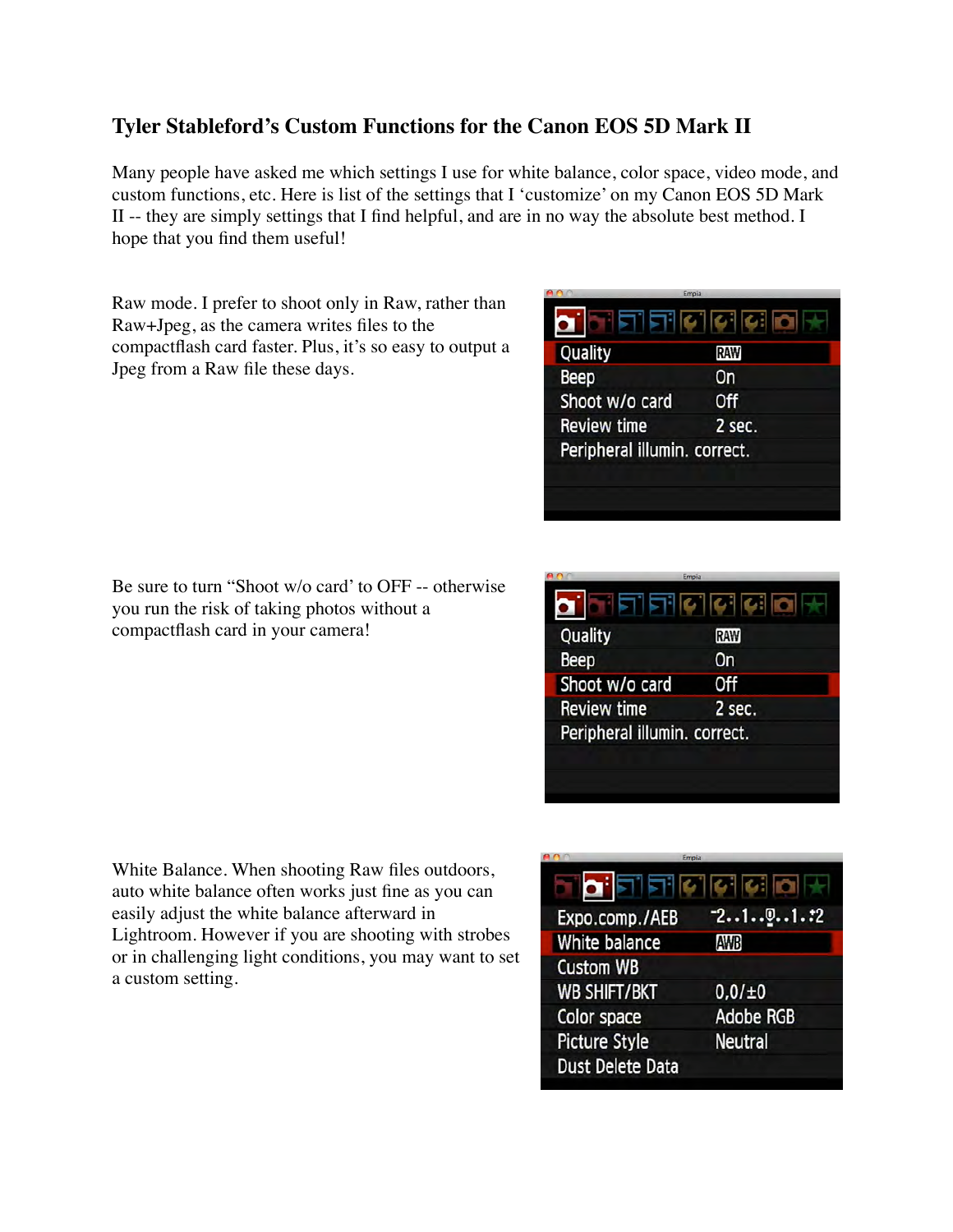# Tyler Stableford's Custom Functions for the Canon EOS 5D Mark II

Many people have asked me which settings I use for white balance, color space, video mode, and custom functions, etc. Here is list of the settings that I 'customize' on my Canon EOS 5D Mark II -- they are simply settings that I find helpful, and are in no way the absolute best method. I hope that you find them useful!

Raw mode. I prefer to shoot only in Raw, rather than Raw+Jpeg, as the camera writes files to the compactflash card faster. Plus, it's so easy to output a Jpeg from a Raw file these days.

| Quality | RAW |
| --- | --- |
| Beep | On |
| Shoot w/o card | Off |
| Review time | 2 sec. |
| Peripheral illumin. correct. | |

Be sure to turn "Shoot w/o card' to OFF -- otherwise you run the risk of taking photos without a compactflash card in your camera!

| Quality | RAW |
| --- | --- |
| Beep | On |
| Shoot w/o card | Off |
| Review time | 2 sec. |
| Peripheral illumin. correct. | |

White Balance. When shooting Raw files outdoors, auto white balance often works just fine as you can easily adjust the white balance afterward in Lightroom. However if you are shooting with strobes or in challenging light conditions, you may want to set a custom setting.

| Expo.comp./AEB | -2..1..0..1.+2 |
| --- | --- |
| White balance | AWB |
| Custom WB | |
| WB SHIFT/BKT | 0,0/±0 |
| Color space | Adobe RGB |
| Picture Style | Neutral |
| Dust Delete Data | |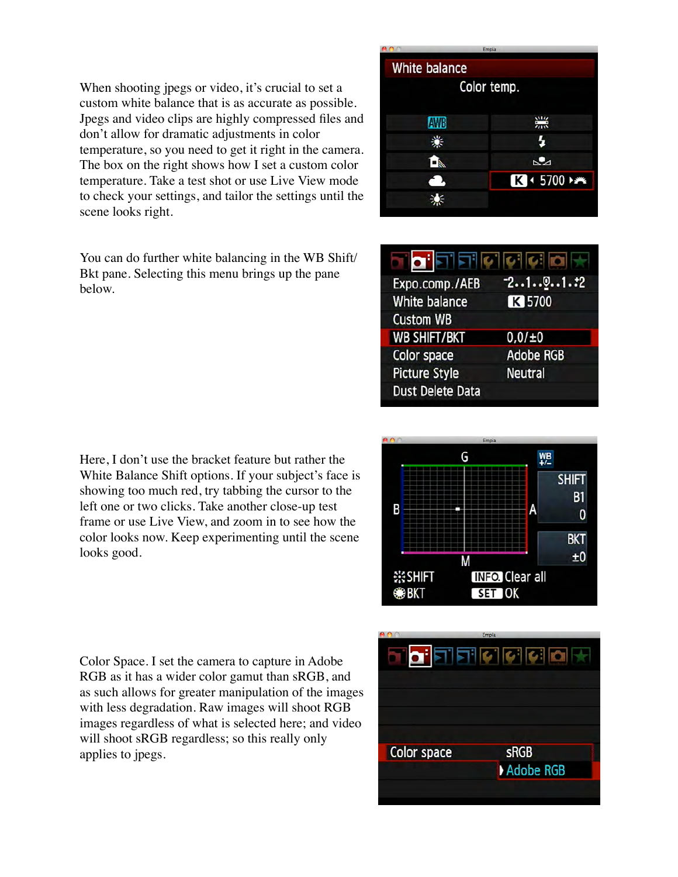When shooting jpegs or video, it's crucial to set a custom white balance that is as accurate as possible. Jpegs and video clips are highly compressed files and don't allow for dramatic adjustments in color temperature, so you need to get it right in the camera. The box on the right shows how I set a custom color temperature. Take a test shot or use Live View mode to check your settings, and tailor the settings until the scene looks right.

You can do further white balancing in the WB Shift/ Bkt pane. Selecting this menu brings up the pane below.

Here, I don't use the bracket feature but rather the White Balance Shift options. If your subject's face is showing too much red, try tabbing the cursor to the left one or two clicks. Take another close-up test frame or use Live View, and zoom in to see how the color looks now. Keep experimenting until the scene looks good.

Color Space. I set the camera to capture in Adobe RGB as it has a wider color gamut than sRGB, and as such allows for greater manipulation of the images with less degradation. Raw images will shoot RGB images regardless of what is selected here; and video will shoot sRGB regardless; so this really only applies to jpegs.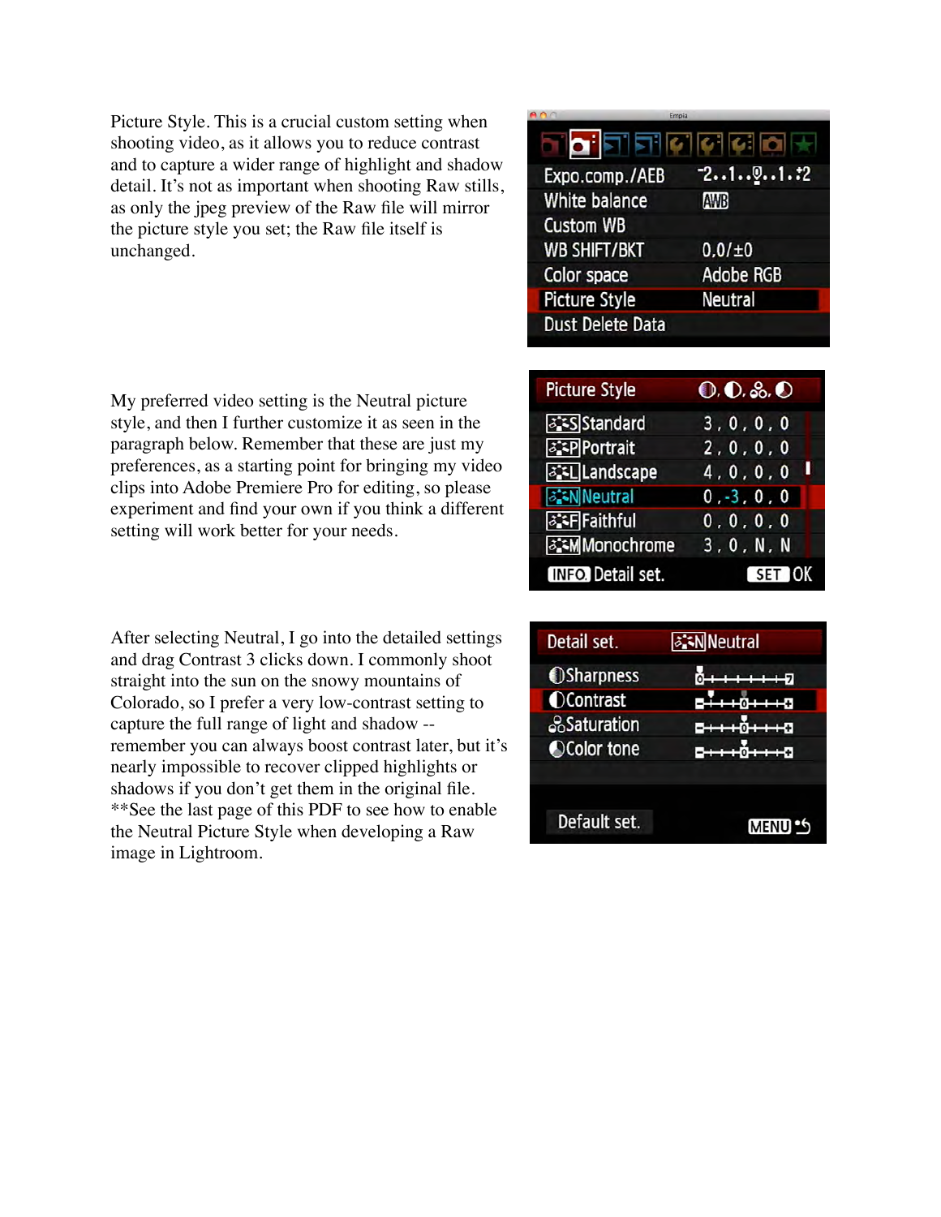Picture Style. This is a crucial custom setting when shooting video, as it allows you to reduce contrast and to capture a wider range of highlight and shadow detail. It's not as important when shooting Raw stills, as only the jpeg preview of the Raw file will mirror the picture style you set; the Raw file itself is unchanged.

My preferred video setting is the Neutral picture style, and then I further customize it as seen in the paragraph below. Remember that these are just my preferences, as a starting point for bringing my video clips into Adobe Premiere Pro for editing, so please experiment and find your own if you think a different setting will work better for your needs.

After selecting Neutral, I go into the detailed settings and drag Contrast 3 clicks down. I commonly shoot straight into the sun on the snowy mountains of Colorado, so I prefer a very low-contrast setting to capture the full range of light and shadow -- remember you can always boost contrast later, but it's nearly impossible to recover clipped highlights or shadows if you don't get them in the original file. **See the last page of this PDF to see how to enable the Neutral Picture Style when developing a Raw image in Lightroom.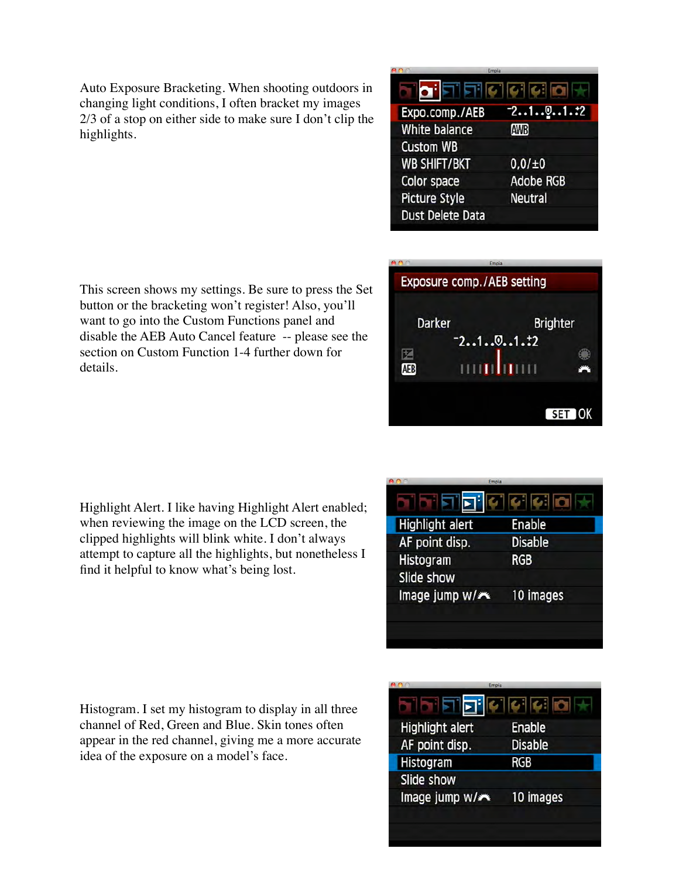Auto Exposure Bracketing. When shooting outdoors in changing light conditions, I often bracket my images 2/3 of a stop on either side to make sure I don't clip the highlights.

This screen shows my settings. Be sure to press the Set button or the bracketing won't register! Also, you'll want to go into the Custom Functions panel and disable the AEB Auto Cancel feature -- please see the section on Custom Function 1-4 further down for details.

Highlight Alert. I like having Highlight Alert enabled; when reviewing the image on the LCD screen, the clipped highlights will blink white. I don't always attempt to capture all the highlights, but nonetheless I find it helpful to know what's being lost.

Histogram. I set my histogram to display in all three channel of Red, Green and Blue. Skin tones often appear in the red channel, giving me a more accurate idea of the exposure on a model's face.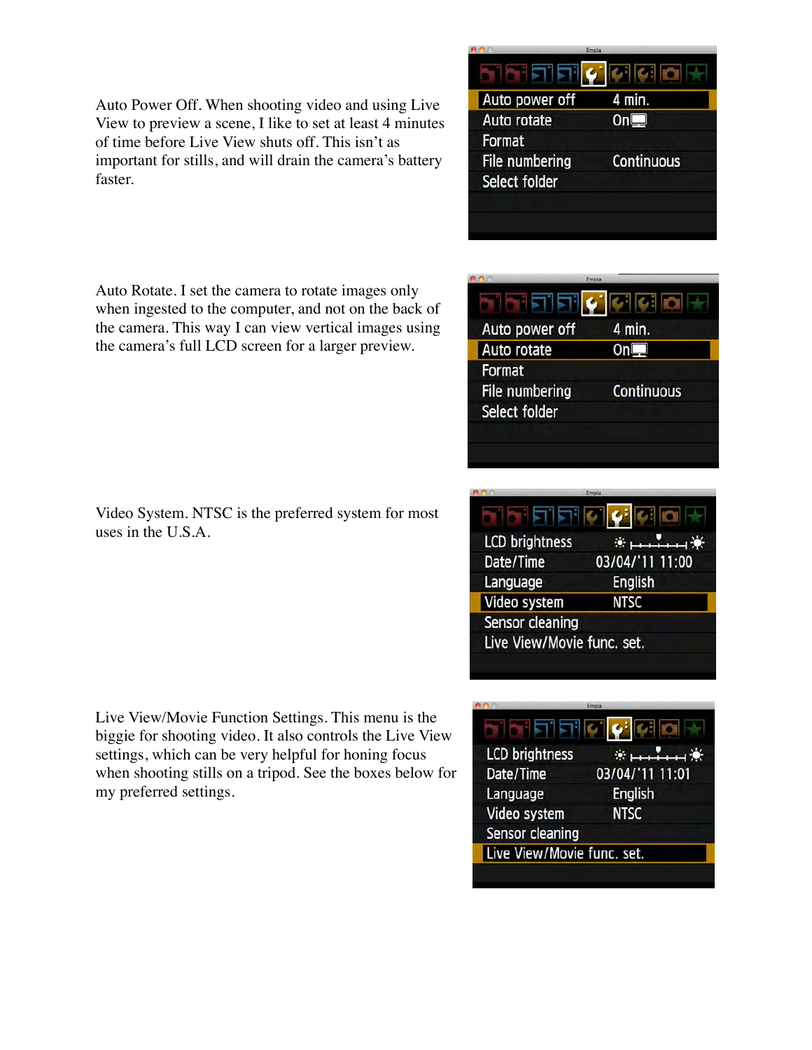Auto Power Off. When shooting video and using Live View to preview a scene, I like to set at least 4 minutes of time before Live View shuts off. This isn't as important for stills, and will drain the camera's battery faster.

Auto Rotate. I set the camera to rotate images only when ingested to the computer, and not on the back of the camera. This way I can view vertical images using the camera's full LCD screen for a larger preview.

Video System. NTSC is the preferred system for most uses in the U.S.A.

Live View/Movie Function Settings. This menu is the biggie for shooting video. It also controls the Live View settings, which can be very helpful for honing focus when shooting stills on a tripod. See the boxes below for my preferred settings.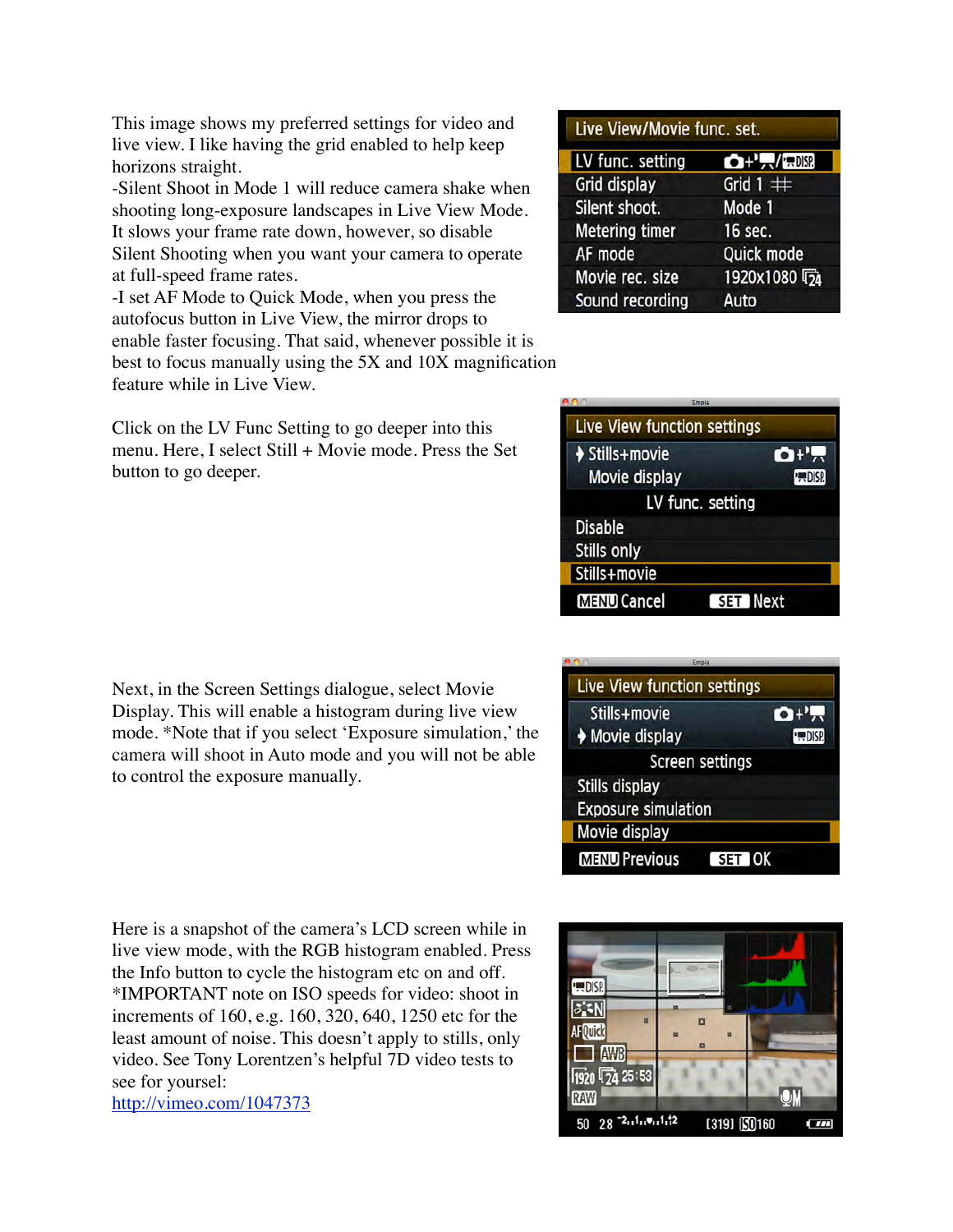This image shows my preferred settings for video and live view. I like having the grid enabled to help keep horizons straight.

-Silent Shoot in Mode 1 will reduce camera shake when shooting long-exposure landscapes in Live View Mode. It slows your frame rate down, however, so disable Silent Shooting when you want your camera to operate at full-speed frame rates.

-I set AF Mode to Quick Mode, when you press the autofocus button in Live View, the mirror drops to enable faster focusing. That said, whenever possible it is best to focus manually using the 5X and 10X magnification feature while in Live View.

Click on the LV Func Setting to go deeper into this menu. Here, I select Still + Movie mode. Press the Set button to go deeper.

Next, in the Screen Settings dialogue, select Movie Display. This will enable a histogram during live view mode. *Note that if you select 'Exposure simulation,' the camera will shoot in Auto mode and you will not be able to control the exposure manually.

Here is a snapshot of the camera's LCD screen while in live view mode, with the RGB histogram enabled. Press the Info button to cycle the histogram etc on and off. *IMPORTANT note on ISO speeds for video: shoot in increments of 160, e.g. 160, 320, 640, 1250 etc for the least amount of noise. This doesn't apply to stills, only video. See Tony Lorentzen's helpful 7D video tests to see for yourself:
[http://vimeo.com/1047373](http://vimeo.com/1047373)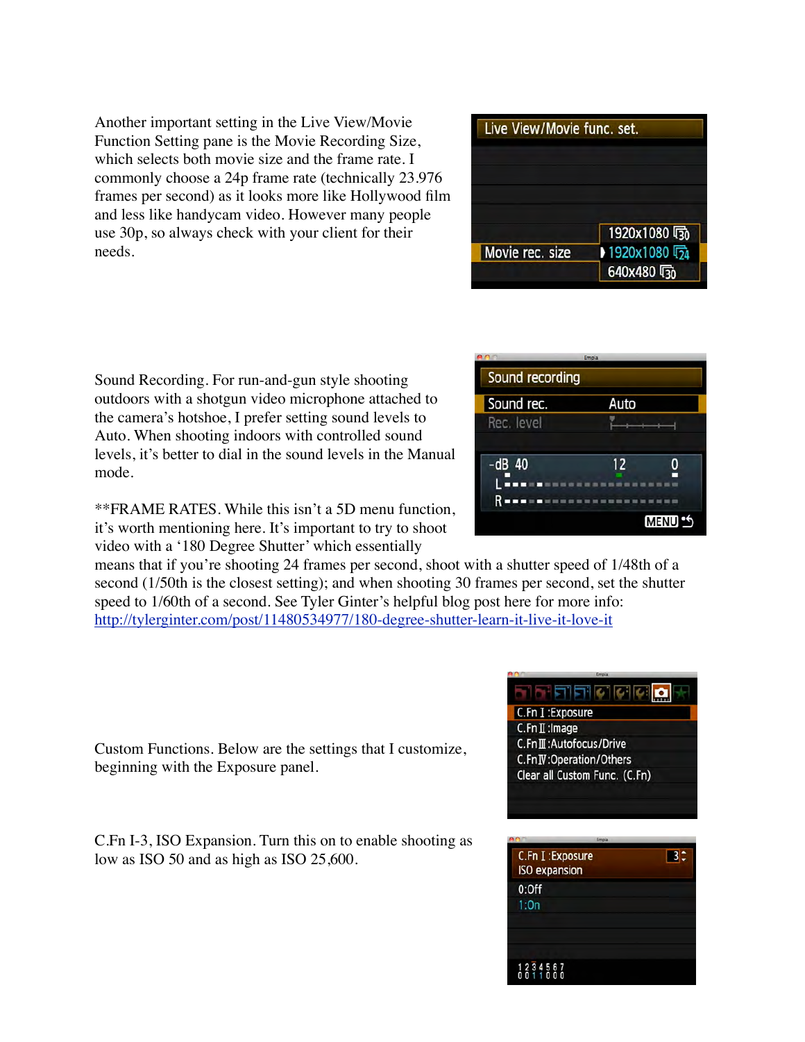Another important setting in the Live View/Movie Function Setting pane is the Movie Recording Size, which selects both movie size and the frame rate. I commonly choose a 24p frame rate (technically 23.976 frames per second) as it looks more like Hollywood film and less like handycam video. However many people use 30p, so always check with your client for their needs.

Sound Recording. For run-and-gun style shooting outdoors with a shotgun video microphone attached to the camera's hotshoe, I prefer setting sound levels to Auto. When shooting indoors with controlled sound levels, it's better to dial in the sound levels in the Manual mode.

**FRAME RATES. While this isn't a 5D menu function, it's worth mentioning here. It's important to try to shoot video with a '180 Degree Shutter' which essentially means that if you're shooting 24 frames per second, shoot with a shutter speed of 1/48th of a second (1/50th is the closest setting); and when shooting 30 frames per second, set the shutter speed to 1/60th of a second. See Tyler Ginter's helpful blog post here for more info: http://tylerginter.com/post/11480534977/180-degree-shutter-learn-it-live-it-love-it

Custom Functions. Below are the settings that I customize, beginning with the Exposure panel.

C.Fn I-3, ISO Expansion. Turn this on to enable shooting as low as ISO 50 and as high as ISO 25,600.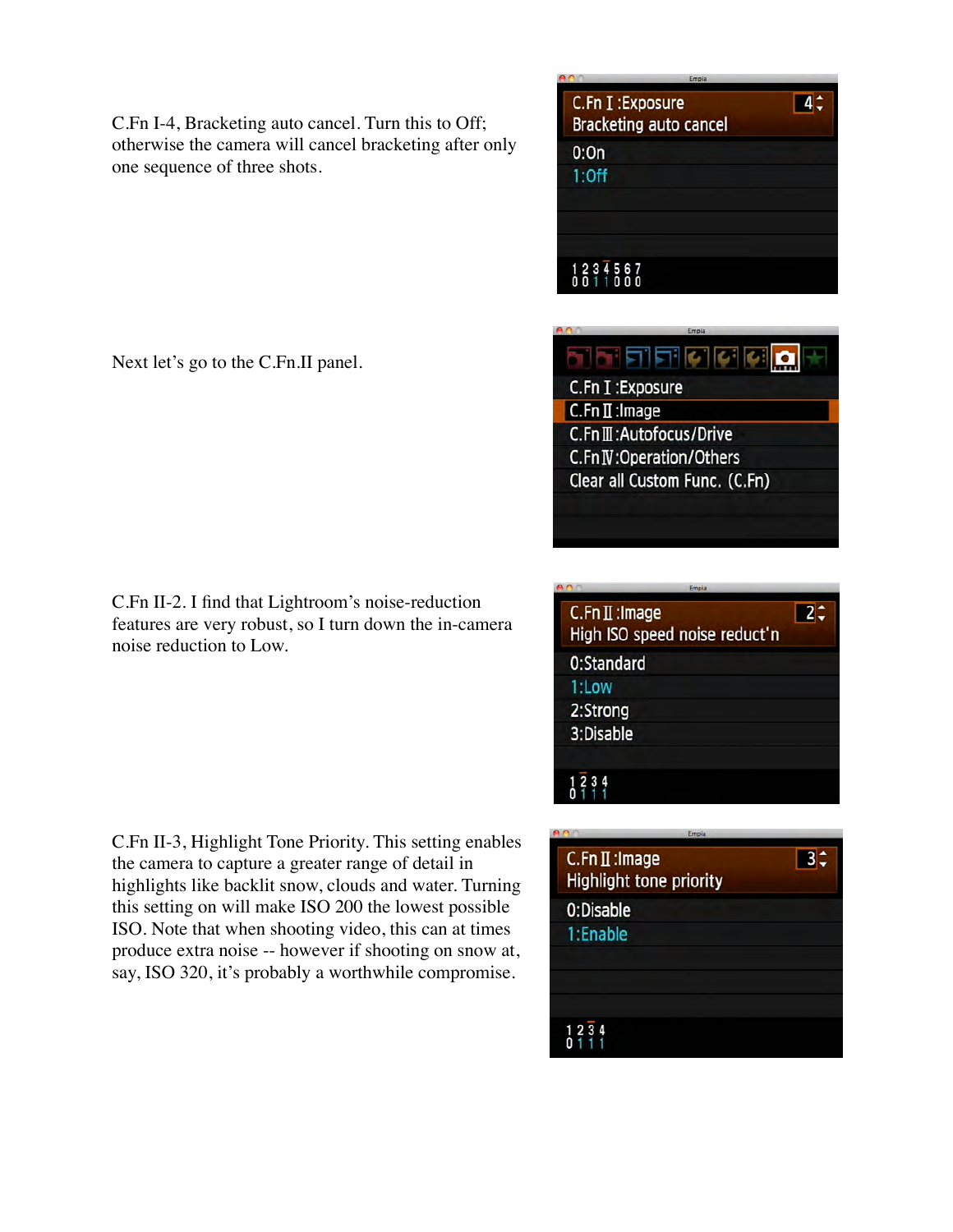C.Fn I-4, Bracketing auto cancel. Turn this to Off; otherwise the camera will cancel bracketing after only one sequence of three shots.

Next let's go to the C.Fn.II panel.

C.Fn II-2. I find that Lightroom's noise-reduction features are very robust, so I turn down the in-camera noise reduction to Low.

C.Fn II-3, Highlight Tone Priority. This setting enables the camera to capture a greater range of detail in highlights like backlit snow, clouds and water. Turning this setting on will make ISO 200 the lowest possible ISO. Note that when shooting video, this can at times produce extra noise -- however if shooting on snow at, say, ISO 320, it's probably a worthwhile compromise.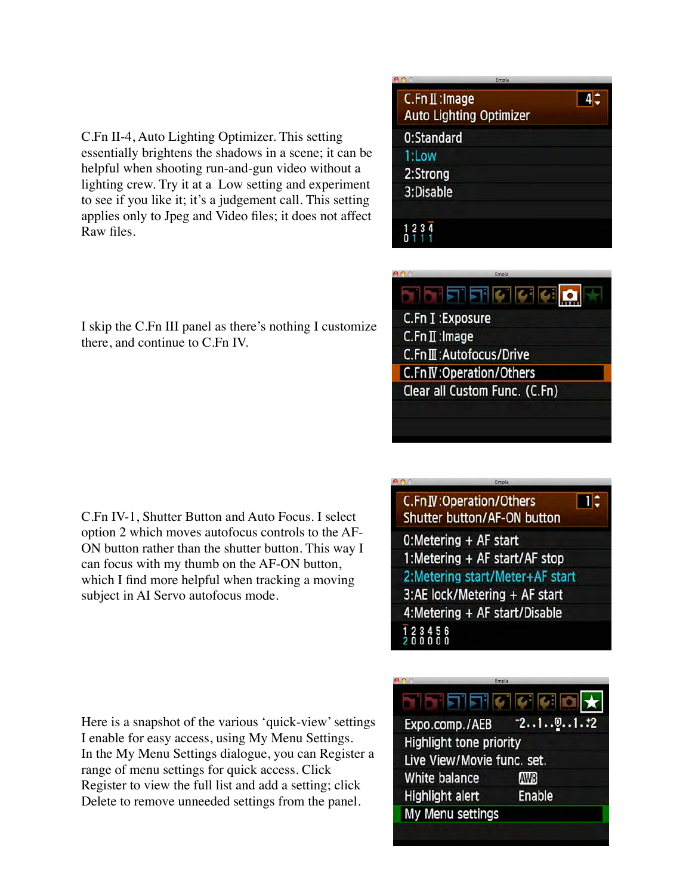C.Fn II-4, Auto Lighting Optimizer. This setting essentially brightens the shadows in a scene; it can be helpful when shooting run-and-gun video without a lighting crew. Try it at a Low setting and experiment to see if you like it; it's a judgement call. This setting applies only to Jpeg and Video files; it does not affect Raw files.

I skip the C.Fn III panel as there's nothing I customize there, and continue to C.Fn IV.

C.Fn IV-1, Shutter Button and Auto Focus. I select option 2 which moves autofocus controls to the AF-ON button rather than the shutter button. This way I can focus with my thumb on the AF-ON button, which I find more helpful when tracking a moving subject in AI Servo autofocus mode.

Here is a snapshot of the various 'quick-view' settings I enable for easy access, using My Menu Settings. In the My Menu Settings dialogue, you can Register a range of menu settings for quick access. Click Register to view the full list and add a setting; click Delete to remove unneeded settings from the panel.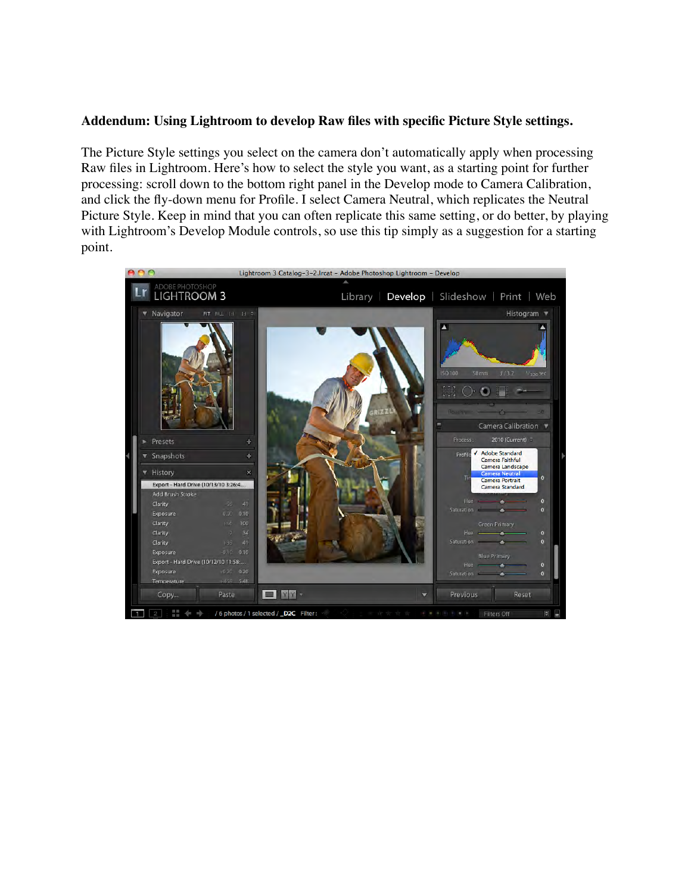**Addendum: Using Lightroom to develop Raw files with specific Picture Style settings.**

The Picture Style settings you select on the camera don't automatically apply when processing Raw files in Lightroom. Here's how to select the style you want, as a starting point for further processing: scroll down to the bottom right panel in the Develop mode to Camera Calibration, and click the fly-down menu for Profile. I select Camera Neutral, which replicates the Neutral Picture Style. Keep in mind that you can often replicate this same setting, or do better, by playing with Lightroom's Develop Module controls, so use this tip simply as a suggestion for a starting point.